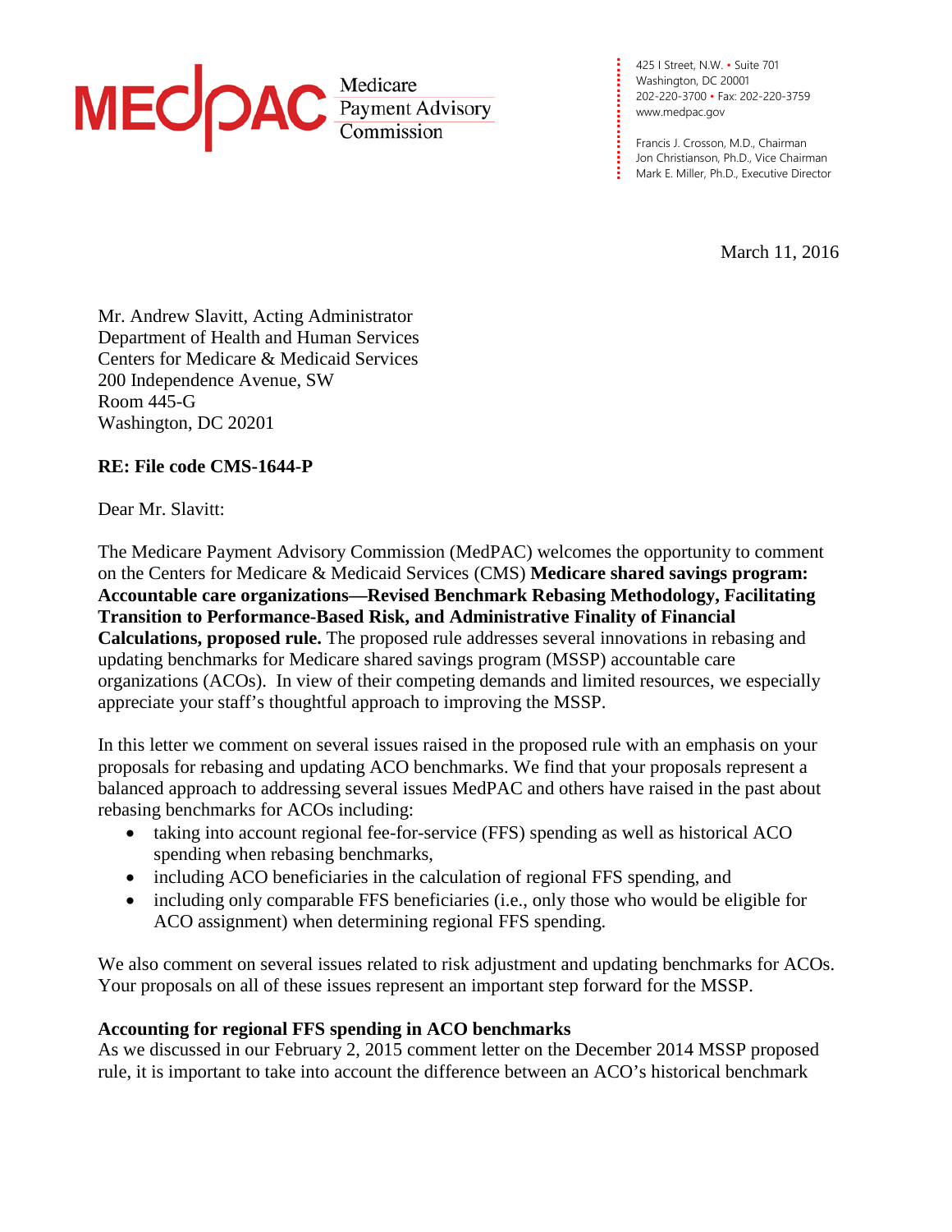**MEDPAC** Medicare Payment Advisory Commission

425 I Street, N.W. • Suite 701
Washington, DC 20001
202-220-3700 • Fax: 202-220-3759
www.medpac.gov

Francis J. Crosson, M.D., Chairman
Jon Christianson, Ph.D., Vice Chairman
Mark E. Miller, Ph.D., Executive Director

March 11, 2016

Mr. Andrew Slavitt, Acting Administrator
Department of Health and Human Services
Centers for Medicare & Medicaid Services
200 Independence Avenue, SW
Room 445-G
Washington, DC 20201

**RE: File code CMS-1644-P**

Dear Mr. Slavitt:

The Medicare Payment Advisory Commission (MedPAC) welcomes the opportunity to comment on the Centers for Medicare & Medicaid Services (CMS) **Medicare shared savings program: Accountable care organizations—Revised Benchmark Rebasing Methodology, Facilitating Transition to Performance-Based Risk, and Administrative Finality of Financial Calculations, proposed rule.** The proposed rule addresses several innovations in rebasing and updating benchmarks for Medicare shared savings program (MSSP) accountable care organizations (ACOs). In view of their competing demands and limited resources, we especially appreciate your staff's thoughtful approach to improving the MSSP.

In this letter we comment on several issues raised in the proposed rule with an emphasis on your proposals for rebasing and updating ACO benchmarks. We find that your proposals represent a balanced approach to addressing several issues MedPAC and others have raised in the past about rebasing benchmarks for ACOs including:

- taking into account regional fee-for-service (FFS) spending as well as historical ACO spending when rebasing benchmarks,
- including ACO beneficiaries in the calculation of regional FFS spending, and
- including only comparable FFS beneficiaries (i.e., only those who would be eligible for ACO assignment) when determining regional FFS spending.

We also comment on several issues related to risk adjustment and updating benchmarks for ACOs. Your proposals on all of these issues represent an important step forward for the MSSP.

**Accounting for regional FFS spending in ACO benchmarks**
As we discussed in our February 2, 2015 comment letter on the December 2014 MSSP proposed rule, it is important to take into account the difference between an ACO's historical benchmark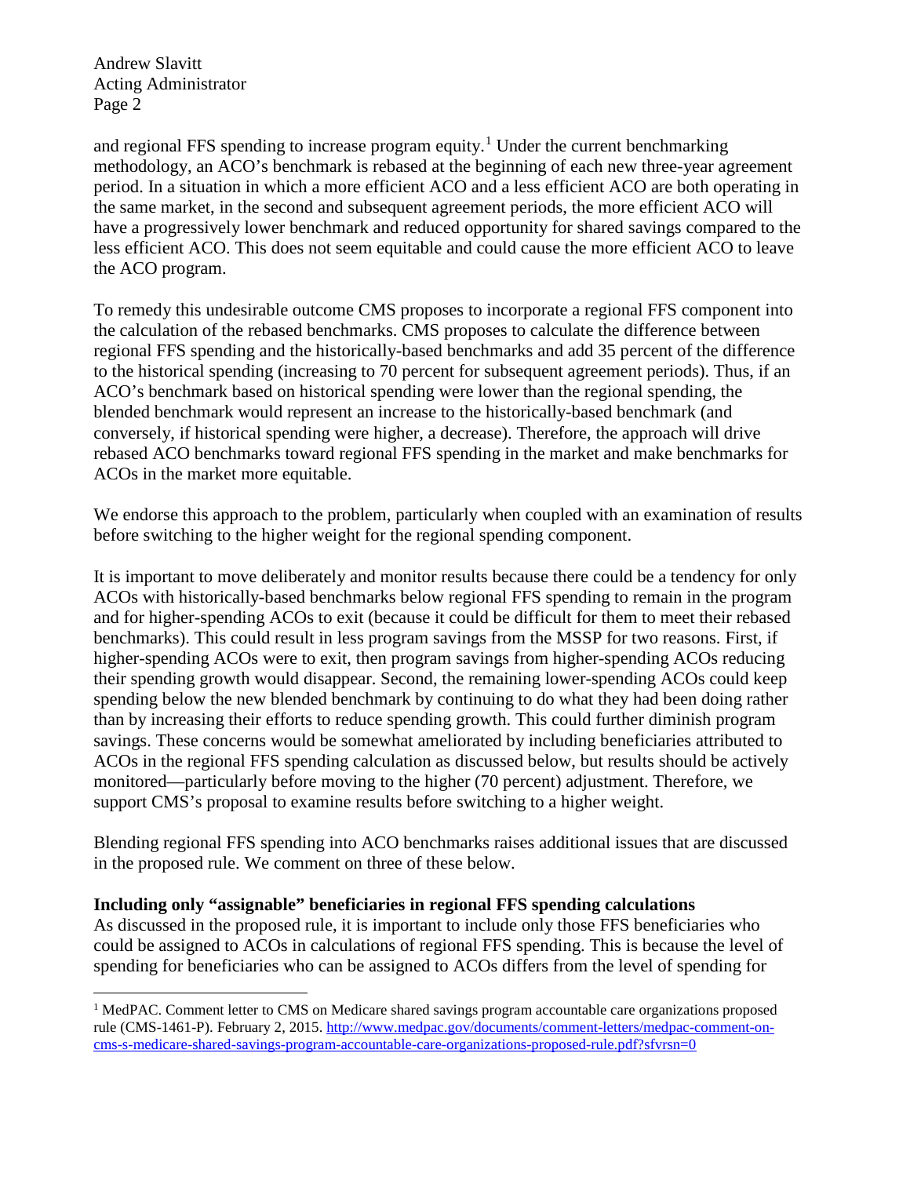and regional FFS spending to increase program equity.[1] Under the current benchmarking methodology, an ACO's benchmark is rebased at the beginning of each new three-year agreement period. In a situation in which a more efficient ACO and a less efficient ACO are both operating in the same market, in the second and subsequent agreement periods, the more efficient ACO will have a progressively lower benchmark and reduced opportunity for shared savings compared to the less efficient ACO. This does not seem equitable and could cause the more efficient ACO to leave the ACO program.

To remedy this undesirable outcome CMS proposes to incorporate a regional FFS component into the calculation of the rebased benchmarks. CMS proposes to calculate the difference between regional FFS spending and the historically-based benchmarks and add 35 percent of the difference to the historical spending (increasing to 70 percent for subsequent agreement periods). Thus, if an ACO's benchmark based on historical spending were lower than the regional spending, the blended benchmark would represent an increase to the historically-based benchmark (and conversely, if historical spending were higher, a decrease). Therefore, the approach will drive rebased ACO benchmarks toward regional FFS spending in the market and make benchmarks for ACOs in the market more equitable.

We endorse this approach to the problem, particularly when coupled with an examination of results before switching to the higher weight for the regional spending component.

It is important to move deliberately and monitor results because there could be a tendency for only ACOs with historically-based benchmarks below regional FFS spending to remain in the program and for higher-spending ACOs to exit (because it could be difficult for them to meet their rebased benchmarks). This could result in less program savings from the MSSP for two reasons. First, if higher-spending ACOs were to exit, then program savings from higher-spending ACOs reducing their spending growth would disappear. Second, the remaining lower-spending ACOs could keep spending below the new blended benchmark by continuing to do what they had been doing rather than by increasing their efforts to reduce spending growth. This could further diminish program savings. These concerns would be somewhat ameliorated by including beneficiaries attributed to ACOs in the regional FFS spending calculation as discussed below, but results should be actively monitored—particularly before moving to the higher (70 percent) adjustment. Therefore, we support CMS's proposal to examine results before switching to a higher weight.

Blending regional FFS spending into ACO benchmarks raises additional issues that are discussed in the proposed rule. We comment on three of these below.

**Including only "assignable" beneficiaries in regional FFS spending calculations**
As discussed in the proposed rule, it is important to include only those FFS beneficiaries who could be assigned to ACOs in calculations of regional FFS spending. This is because the level of spending for beneficiaries who can be assigned to ACOs differs from the level of spending for

[1] MedPAC. Comment letter to CMS on Medicare shared savings program accountable care organizations proposed rule (CMS-1461-P). February 2, 2015. http://www.medpac.gov/documents/comment-letters/medpac-comment-on-cms-s-medicare-shared-savings-program-accountable-care-organizations-proposed-rule.pdf?sfvrsn=0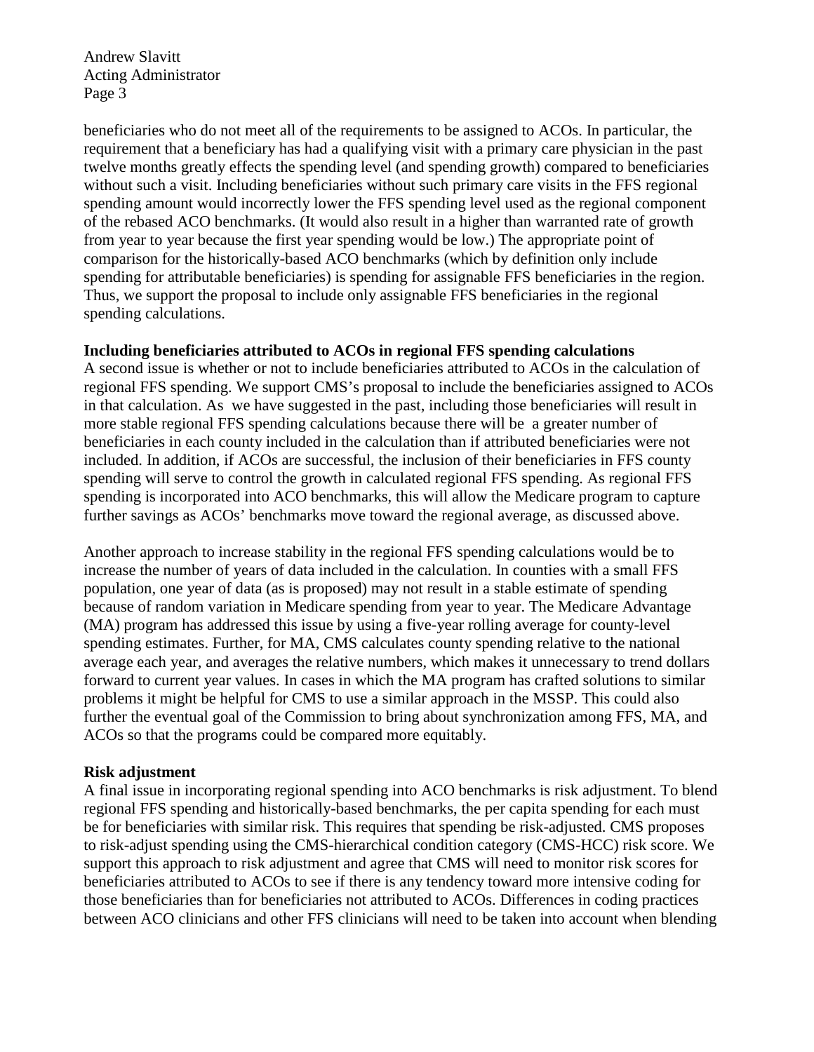beneficiaries who do not meet all of the requirements to be assigned to ACOs. In particular, the requirement that a beneficiary has had a qualifying visit with a primary care physician in the past twelve months greatly effects the spending level (and spending growth) compared to beneficiaries without such a visit. Including beneficiaries without such primary care visits in the FFS regional spending amount would incorrectly lower the FFS spending level used as the regional component of the rebased ACO benchmarks. (It would also result in a higher than warranted rate of growth from year to year because the first year spending would be low.) The appropriate point of comparison for the historically-based ACO benchmarks (which by definition only include spending for attributable beneficiaries) is spending for assignable FFS beneficiaries in the region. Thus, we support the proposal to include only assignable FFS beneficiaries in the regional spending calculations.

**Including beneficiaries attributed to ACOs in regional FFS spending calculations**

A second issue is whether or not to include beneficiaries attributed to ACOs in the calculation of regional FFS spending. We support CMS's proposal to include the beneficiaries assigned to ACOs in that calculation. As we have suggested in the past, including those beneficiaries will result in more stable regional FFS spending calculations because there will be a greater number of beneficiaries in each county included in the calculation than if attributed beneficiaries were not included. In addition, if ACOs are successful, the inclusion of their beneficiaries in FFS county spending will serve to control the growth in calculated regional FFS spending. As regional FFS spending is incorporated into ACO benchmarks, this will allow the Medicare program to capture further savings as ACOs' benchmarks move toward the regional average, as discussed above.

Another approach to increase stability in the regional FFS spending calculations would be to increase the number of years of data included in the calculation. In counties with a small FFS population, one year of data (as is proposed) may not result in a stable estimate of spending because of random variation in Medicare spending from year to year. The Medicare Advantage (MA) program has addressed this issue by using a five-year rolling average for county-level spending estimates. Further, for MA, CMS calculates county spending relative to the national average each year, and averages the relative numbers, which makes it unnecessary to trend dollars forward to current year values. In cases in which the MA program has crafted solutions to similar problems it might be helpful for CMS to use a similar approach in the MSSP. This could also further the eventual goal of the Commission to bring about synchronization among FFS, MA, and ACOs so that the programs could be compared more equitably.

**Risk adjustment**

A final issue in incorporating regional spending into ACO benchmarks is risk adjustment. To blend regional FFS spending and historically-based benchmarks, the per capita spending for each must be for beneficiaries with similar risk. This requires that spending be risk-adjusted. CMS proposes to risk-adjust spending using the CMS-hierarchical condition category (CMS-HCC) risk score. We support this approach to risk adjustment and agree that CMS will need to monitor risk scores for beneficiaries attributed to ACOs to see if there is any tendency toward more intensive coding for those beneficiaries than for beneficiaries not attributed to ACOs. Differences in coding practices between ACO clinicians and other FFS clinicians will need to be taken into account when blending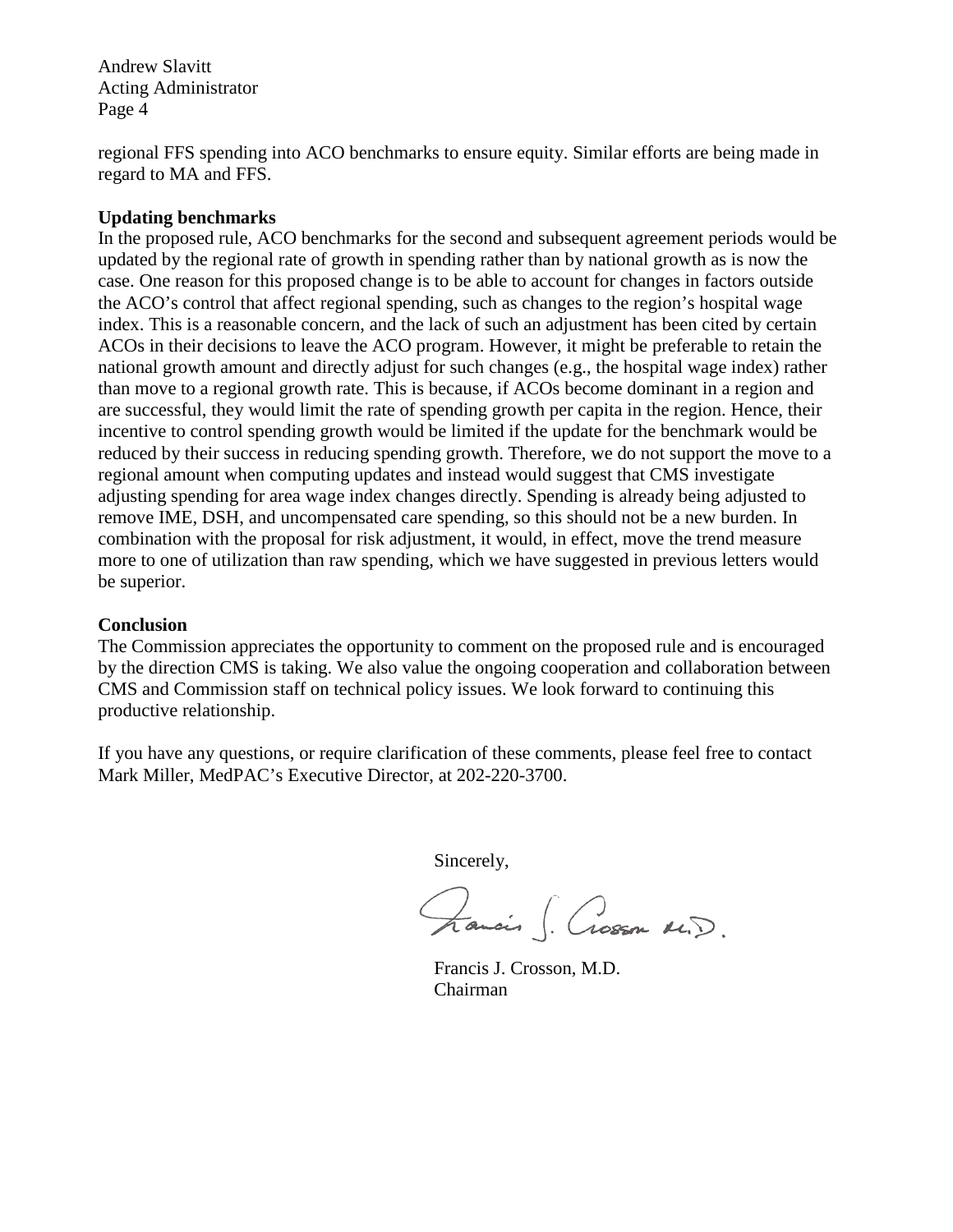regional FFS spending into ACO benchmarks to ensure equity. Similar efforts are being made in regard to MA and FFS.

**Updating benchmarks**

In the proposed rule, ACO benchmarks for the second and subsequent agreement periods would be updated by the regional rate of growth in spending rather than by national growth as is now the case. One reason for this proposed change is to be able to account for changes in factors outside the ACO's control that affect regional spending, such as changes to the region's hospital wage index. This is a reasonable concern, and the lack of such an adjustment has been cited by certain ACOs in their decisions to leave the ACO program. However, it might be preferable to retain the national growth amount and directly adjust for such changes (e.g., the hospital wage index) rather than move to a regional growth rate. This is because, if ACOs become dominant in a region and are successful, they would limit the rate of spending growth per capita in the region. Hence, their incentive to control spending growth would be limited if the update for the benchmark would be reduced by their success in reducing spending growth. Therefore, we do not support the move to a regional amount when computing updates and instead would suggest that CMS investigate adjusting spending for area wage index changes directly. Spending is already being adjusted to remove IME, DSH, and uncompensated care spending, so this should not be a new burden. In combination with the proposal for risk adjustment, it would, in effect, move the trend measure more to one of utilization than raw spending, which we have suggested in previous letters would be superior.

**Conclusion**

The Commission appreciates the opportunity to comment on the proposed rule and is encouraged by the direction CMS is taking. We also value the ongoing cooperation and collaboration between CMS and Commission staff on technical policy issues. We look forward to continuing this productive relationship.

If you have any questions, or require clarification of these comments, please feel free to contact Mark Miller, MedPAC's Executive Director, at 202-220-3700.

Sincerely,

Francis J. Crosson, M.D.

Francis J. Crosson, M.D.
Chairman